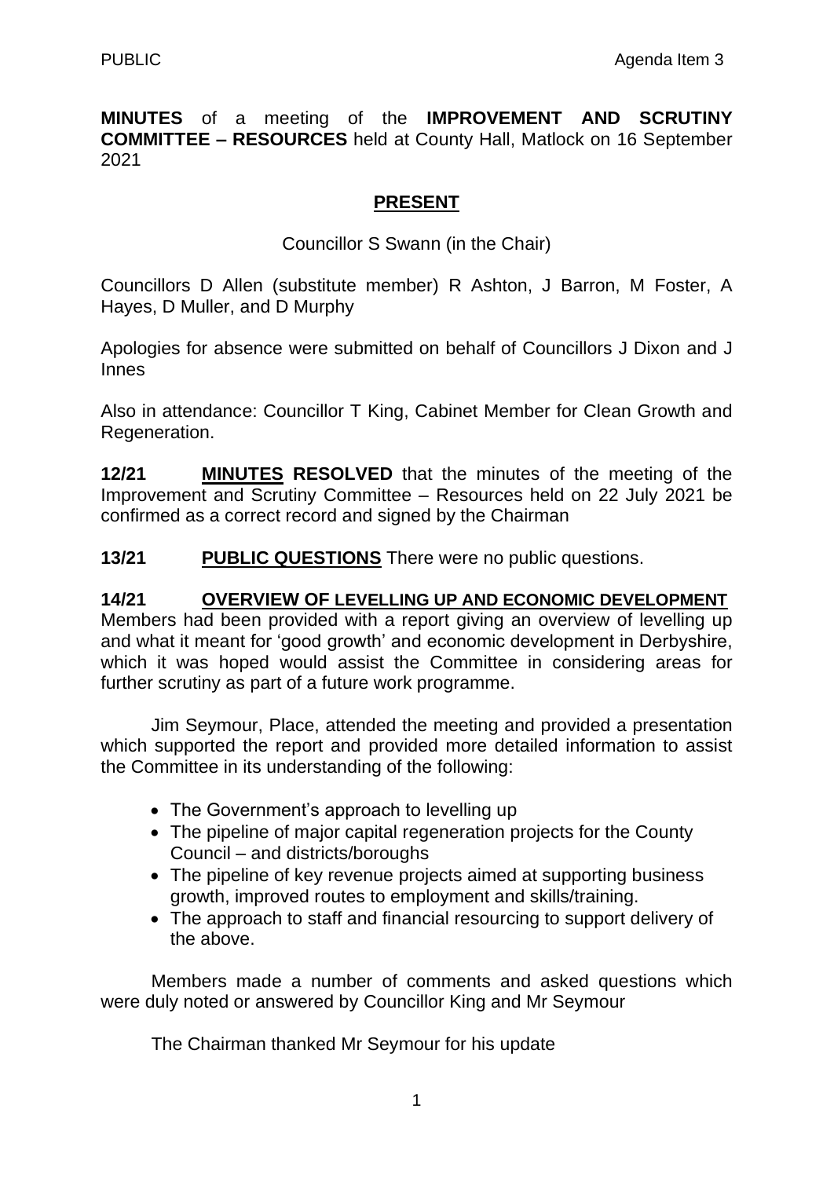PUBLIC Agenda Item 3

**MINUTES** of a meeting of the **IMPROVEMENT AND SCRUTINY COMMITTEE – RESOURCES** held at County Hall, Matlock on 16 September 2021

## PRESENT

Councillor S Swann (in the Chair)

Councillors D Allen (substitute member) R Ashton, J Barron, M Foster, A Hayes, D Muller, and D Murphy

Apologies for absence were submitted on behalf of Councillors J Dixon and J Innes

Also in attendance: Councillor T King, Cabinet Member for Clean Growth and Regeneration.

**12/21 MINUTES RESOLVED** that the minutes of the meeting of the Improvement and Scrutiny Committee – Resources held on 22 July 2021 be confirmed as a correct record and signed by the Chairman

**13/21 PUBLIC QUESTIONS** There were no public questions.

**14/21 OVERVIEW OF LEVELLING UP AND ECONOMIC DEVELOPMENT** Members had been provided with a report giving an overview of levelling up and what it meant for 'good growth' and economic development in Derbyshire, which it was hoped would assist the Committee in considering areas for further scrutiny as part of a future work programme.

Jim Seymour, Place, attended the meeting and provided a presentation which supported the report and provided more detailed information to assist the Committee in its understanding of the following:

- The Government's approach to levelling up
- The pipeline of major capital regeneration projects for the County Council – and districts/boroughs
- The pipeline of key revenue projects aimed at supporting business growth, improved routes to employment and skills/training.
- The approach to staff and financial resourcing to support delivery of the above.

Members made a number of comments and asked questions which were duly noted or answered by Councillor King and Mr Seymour

The Chairman thanked Mr Seymour for his update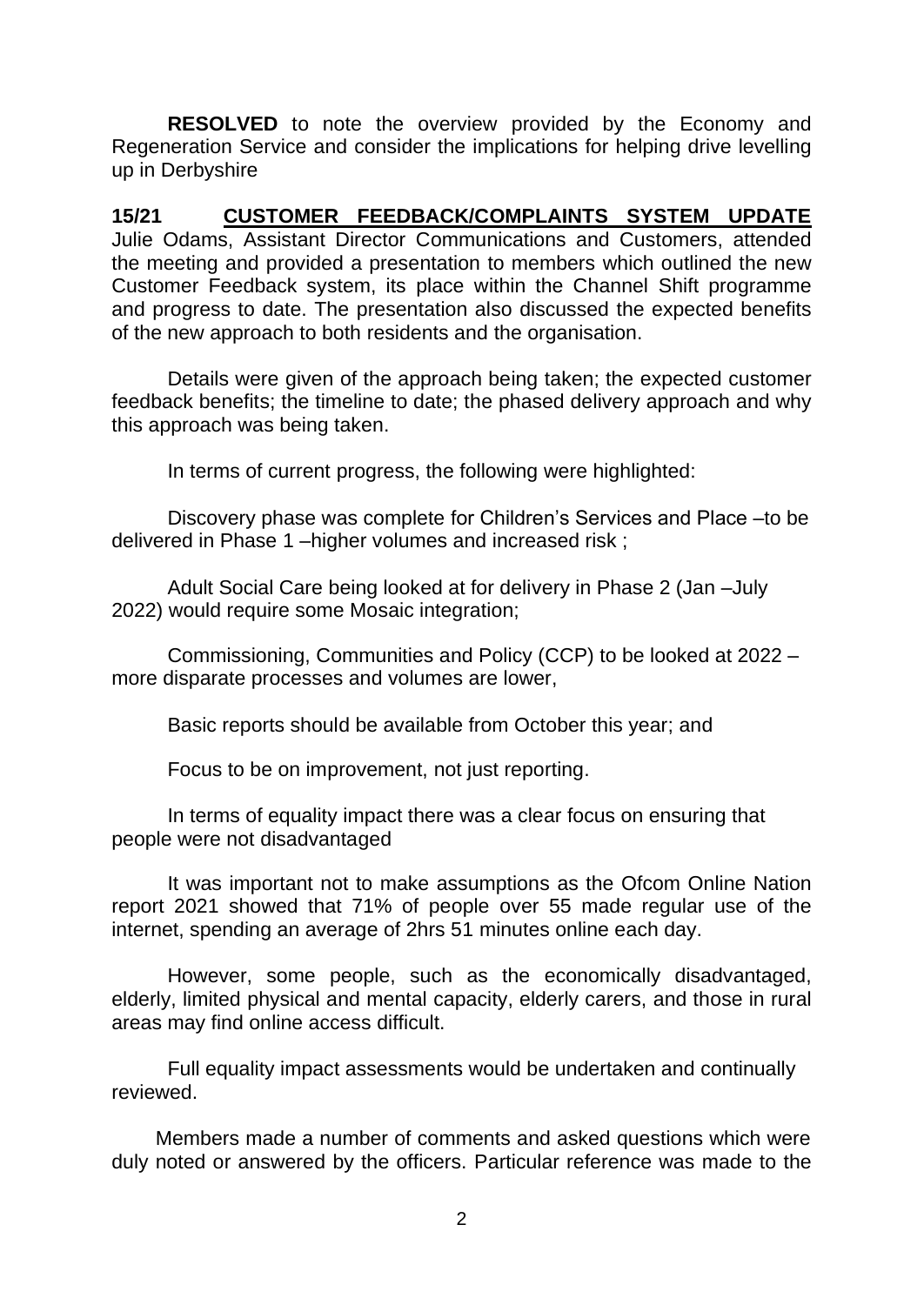**RESOLVED** to note the overview provided by the Economy and Regeneration Service and consider the implications for helping drive levelling up in Derbyshire

**15/21 CUSTOMER FEEDBACK/COMPLAINTS SYSTEM UPDATE** Julie Odams, Assistant Director Communications and Customers, attended the meeting and provided a presentation to members which outlined the new Customer Feedback system, its place within the Channel Shift programme and progress to date. The presentation also discussed the expected benefits of the new approach to both residents and the organisation.

Details were given of the approach being taken; the expected customer feedback benefits; the timeline to date; the phased delivery approach and why this approach was being taken.

In terms of current progress, the following were highlighted:

Discovery phase was complete for Children's Services and Place –to be delivered in Phase 1 –higher volumes and increased risk ;

Adult Social Care being looked at for delivery in Phase 2 (Jan –July 2022) would require some Mosaic integration;

Commissioning, Communities and Policy (CCP) to be looked at 2022 – more disparate processes and volumes are lower,

Basic reports should be available from October this year; and

Focus to be on improvement, not just reporting.

In terms of equality impact there was a clear focus on ensuring that people were not disadvantaged

It was important not to make assumptions as the Ofcom Online Nation report 2021 showed that 71% of people over 55 made regular use of the internet, spending an average of 2hrs 51 minutes online each day.

However, some people, such as the economically disadvantaged, elderly, limited physical and mental capacity, elderly carers, and those in rural areas may find online access difficult.

Full equality impact assessments would be undertaken and continually reviewed.

Members made a number of comments and asked questions which were duly noted or answered by the officers. Particular reference was made to the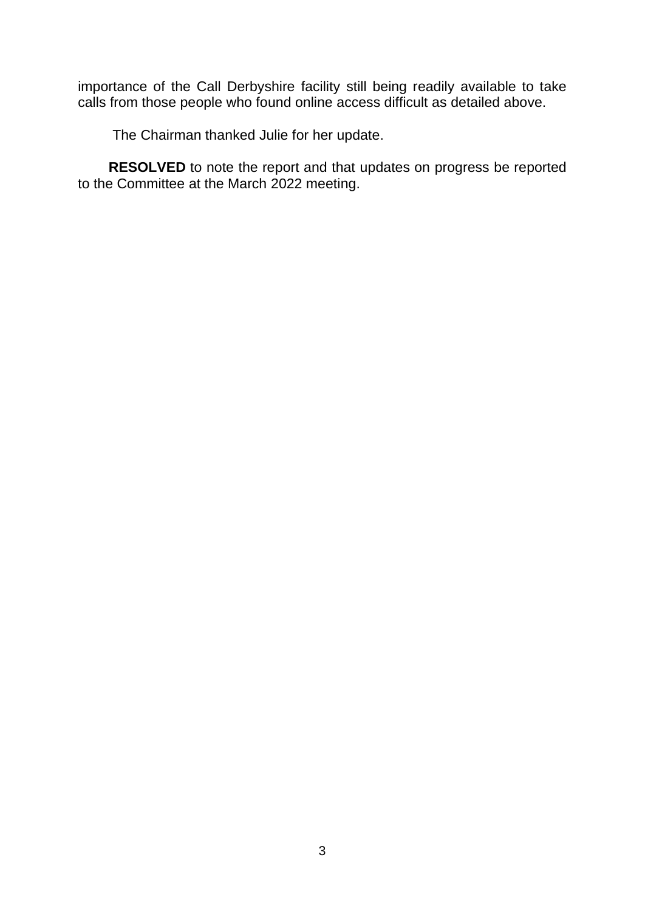importance of the Call Derbyshire facility still being readily available to take calls from those people who found online access difficult as detailed above.

The Chairman thanked Julie for her update.

**RESOLVED** to note the report and that updates on progress be reported to the Committee at the March 2022 meeting.